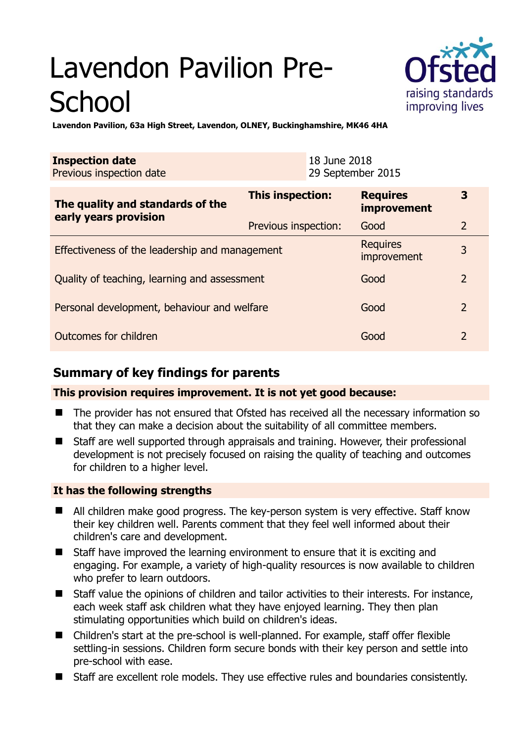# Lavendon Pavilion Pre-School

**Lavendon Pavilion, 63a High Street, Lavendon, OLNEY, Buckinghamshire, MK46 4HA**

| **Inspection date** | 18 June 2018 |
|---|---|
| Previous inspection date | 29 September 2015 |

| | | | |
|---|---|---|---|
| **The quality and standards of the early years provision** | **This inspection:** | **Requires improvement** | **3** |
| | Previous inspection: | Good | 2 |
| Effectiveness of the leadership and management | | Requires improvement | 3 |
| Quality of teaching, learning and assessment | | Good | 2 |
| Personal development, behaviour and welfare | | Good | 2 |
| Outcomes for children | | Good | 2 |

## Summary of key findings for parents

**This provision requires improvement. It is not yet good because:**

- The provider has not ensured that Ofsted has received all the necessary information so that they can make a decision about the suitability of all committee members.
- Staff are well supported through appraisals and training. However, their professional development is not precisely focused on raising the quality of teaching and outcomes for children to a higher level.

**It has the following strengths**

- All children make good progress. The key-person system is very effective. Staff know their key children well. Parents comment that they feel well informed about their children's care and development.
- Staff have improved the learning environment to ensure that it is exciting and engaging. For example, a variety of high-quality resources is now available to children who prefer to learn outdoors.
- Staff value the opinions of children and tailor activities to their interests. For instance, each week staff ask children what they have enjoyed learning. They then plan stimulating opportunities which build on children's ideas.
- Children's start at the pre-school is well-planned. For example, staff offer flexible settling-in sessions. Children form secure bonds with their key person and settle into pre-school with ease.
- Staff are excellent role models. They use effective rules and boundaries consistently.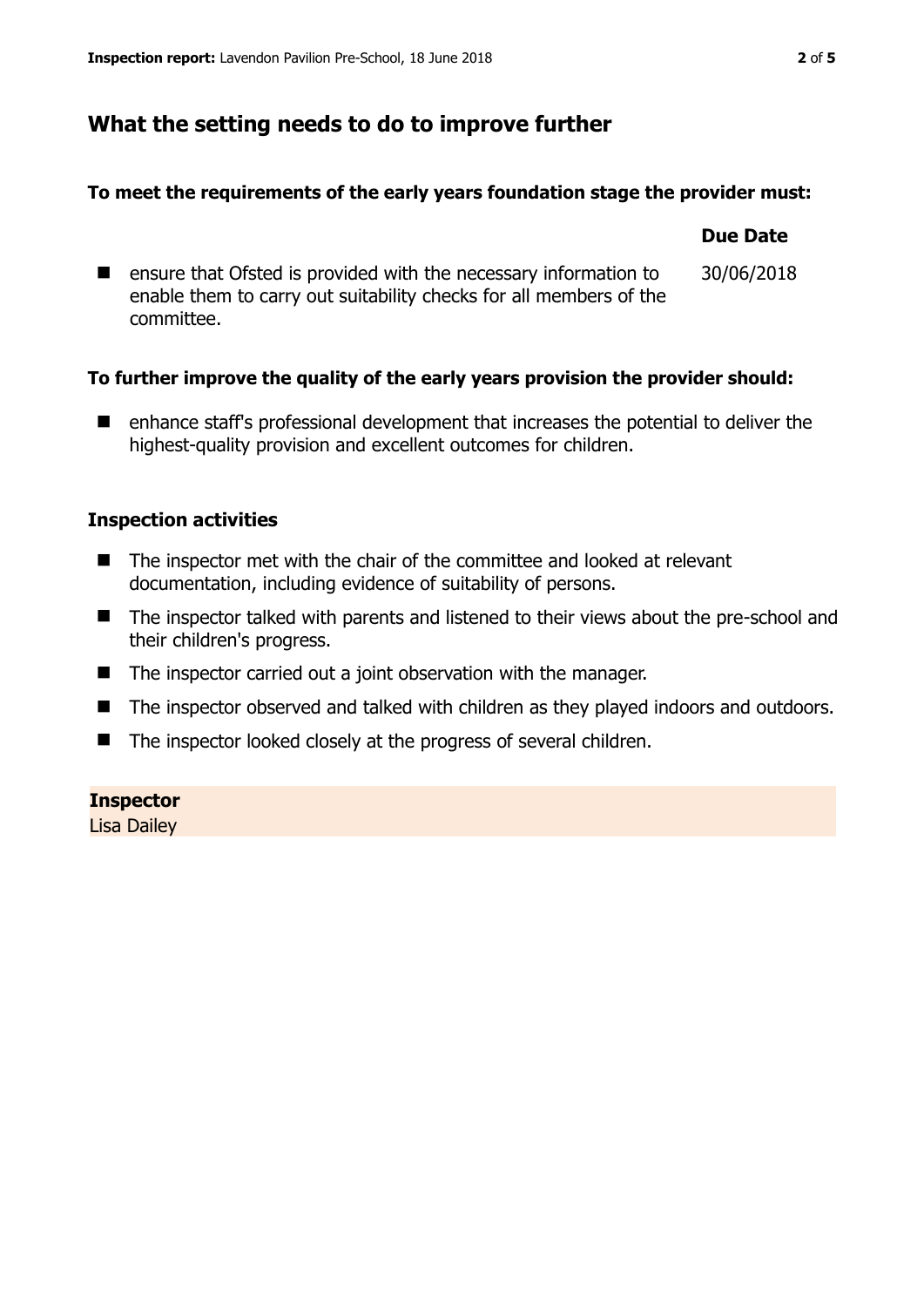## What the setting needs to do to improve further

### To meet the requirements of the early years foundation stage the provider must:

| | Due Date |
|---|---|
| ensure that Ofsted is provided with the necessary information to enable them to carry out suitability checks for all members of the committee. | 30/06/2018 |

### To further improve the quality of the early years provision the provider should:

- enhance staff's professional development that increases the potential to deliver the highest-quality provision and excellent outcomes for children.

### Inspection activities

- The inspector met with the chair of the committee and looked at relevant documentation, including evidence of suitability of persons.
- The inspector talked with parents and listened to their views about the pre-school and their children's progress.
- The inspector carried out a joint observation with the manager.
- The inspector observed and talked with children as they played indoors and outdoors.
- The inspector looked closely at the progress of several children.

**Inspector**
Lisa Dailey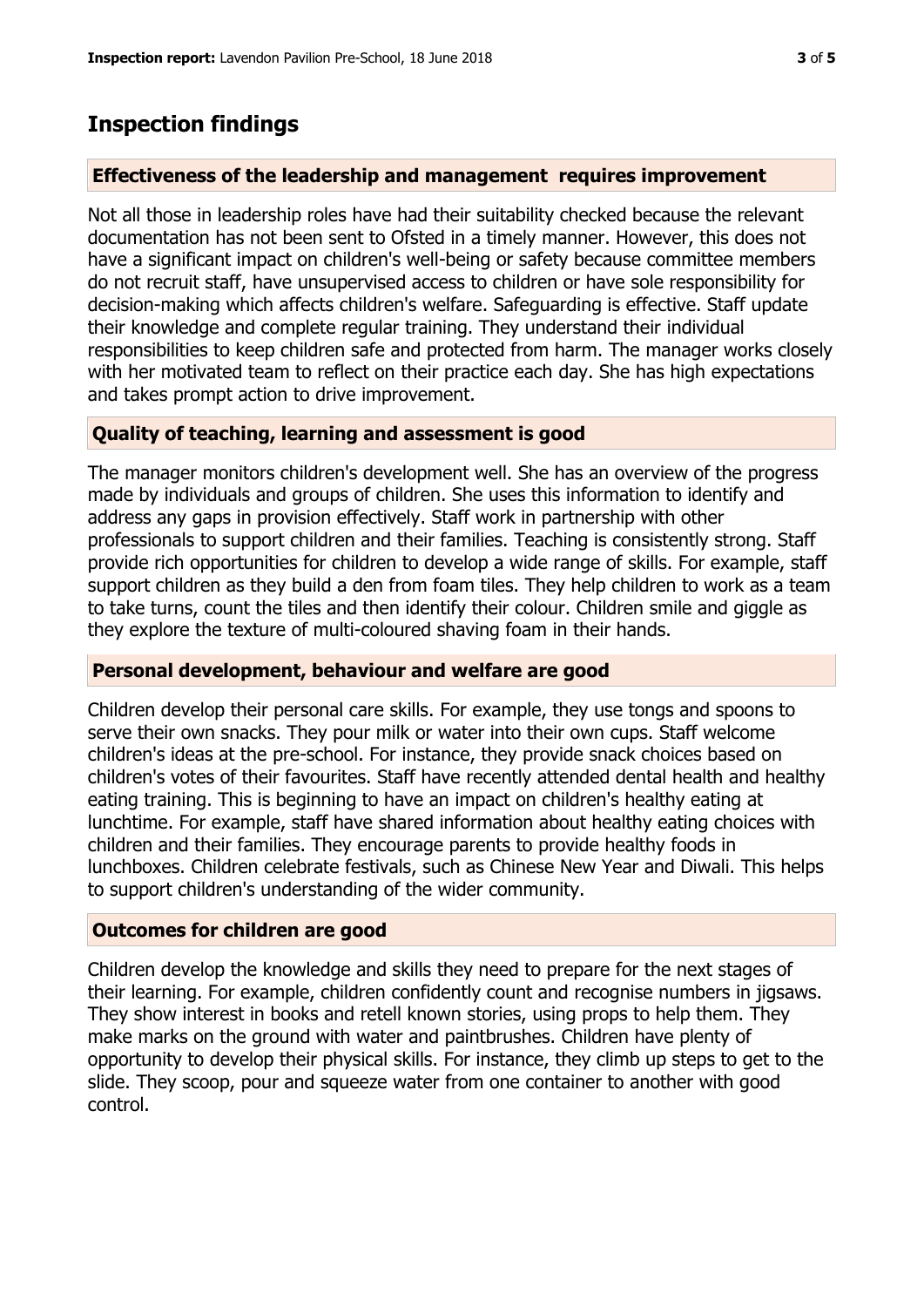## Inspection findings

### Effectiveness of the leadership and management requires improvement

Not all those in leadership roles have had their suitability checked because the relevant documentation has not been sent to Ofsted in a timely manner. However, this does not have a significant impact on children's well-being or safety because committee members do not recruit staff, have unsupervised access to children or have sole responsibility for decision-making which affects children's welfare. Safeguarding is effective. Staff update their knowledge and complete regular training. They understand their individual responsibilities to keep children safe and protected from harm. The manager works closely with her motivated team to reflect on their practice each day. She has high expectations and takes prompt action to drive improvement.

### Quality of teaching, learning and assessment is good

The manager monitors children's development well. She has an overview of the progress made by individuals and groups of children. She uses this information to identify and address any gaps in provision effectively. Staff work in partnership with other professionals to support children and their families. Teaching is consistently strong. Staff provide rich opportunities for children to develop a wide range of skills. For example, staff support children as they build a den from foam tiles. They help children to work as a team to take turns, count the tiles and then identify their colour. Children smile and giggle as they explore the texture of multi-coloured shaving foam in their hands.

### Personal development, behaviour and welfare are good

Children develop their personal care skills. For example, they use tongs and spoons to serve their own snacks. They pour milk or water into their own cups. Staff welcome children's ideas at the pre-school. For instance, they provide snack choices based on children's votes of their favourites. Staff have recently attended dental health and healthy eating training. This is beginning to have an impact on children's healthy eating at lunchtime. For example, staff have shared information about healthy eating choices with children and their families. They encourage parents to provide healthy foods in lunchboxes. Children celebrate festivals, such as Chinese New Year and Diwali. This helps to support children's understanding of the wider community.

### Outcomes for children are good

Children develop the knowledge and skills they need to prepare for the next stages of their learning. For example, children confidently count and recognise numbers in jigsaws. They show interest in books and retell known stories, using props to help them. They make marks on the ground with water and paintbrushes. Children have plenty of opportunity to develop their physical skills. For instance, they climb up steps to get to the slide. They scoop, pour and squeeze water from one container to another with good control.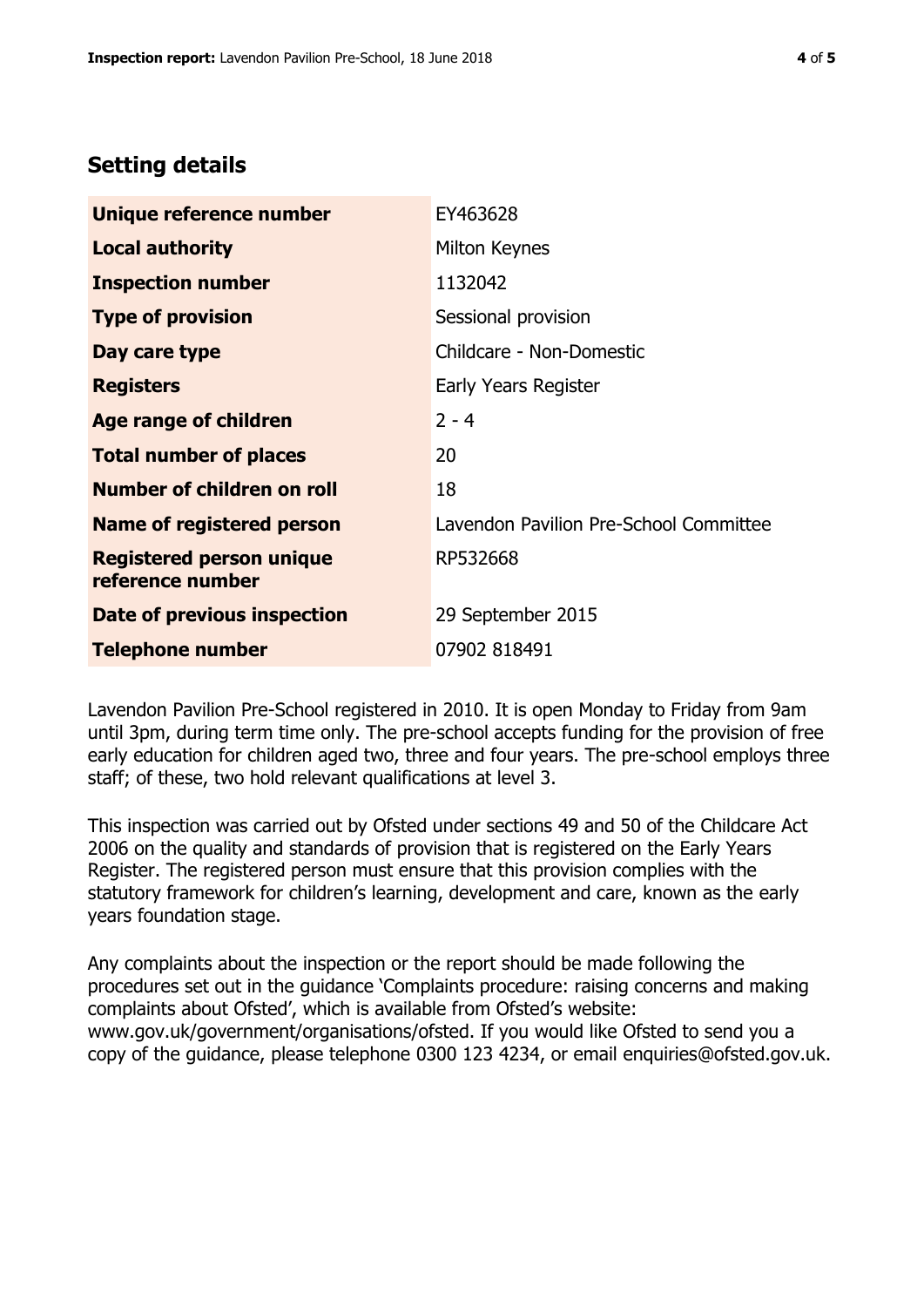## Setting details

| | |
|---|---|
| **Unique reference number** | EY463628 |
| **Local authority** | Milton Keynes |
| **Inspection number** | 1132042 |
| **Type of provision** | Sessional provision |
| **Day care type** | Childcare - Non-Domestic |
| **Registers** | Early Years Register |
| **Age range of children** | 2 - 4 |
| **Total number of places** | 20 |
| **Number of children on roll** | 18 |
| **Name of registered person** | Lavendon Pavilion Pre-School Committee |
| **Registered person unique reference number** | RP532668 |
| **Date of previous inspection** | 29 September 2015 |
| **Telephone number** | 07902 818491 |

Lavendon Pavilion Pre-School registered in 2010. It is open Monday to Friday from 9am until 3pm, during term time only. The pre-school accepts funding for the provision of free early education for children aged two, three and four years. The pre-school employs three staff; of these, two hold relevant qualifications at level 3.

This inspection was carried out by Ofsted under sections 49 and 50 of the Childcare Act 2006 on the quality and standards of provision that is registered on the Early Years Register. The registered person must ensure that this provision complies with the statutory framework for children's learning, development and care, known as the early years foundation stage.

Any complaints about the inspection or the report should be made following the procedures set out in the guidance 'Complaints procedure: raising concerns and making complaints about Ofsted', which is available from Ofsted's website: www.gov.uk/government/organisations/ofsted. If you would like Ofsted to send you a copy of the guidance, please telephone 0300 123 4234, or email enquiries@ofsted.gov.uk.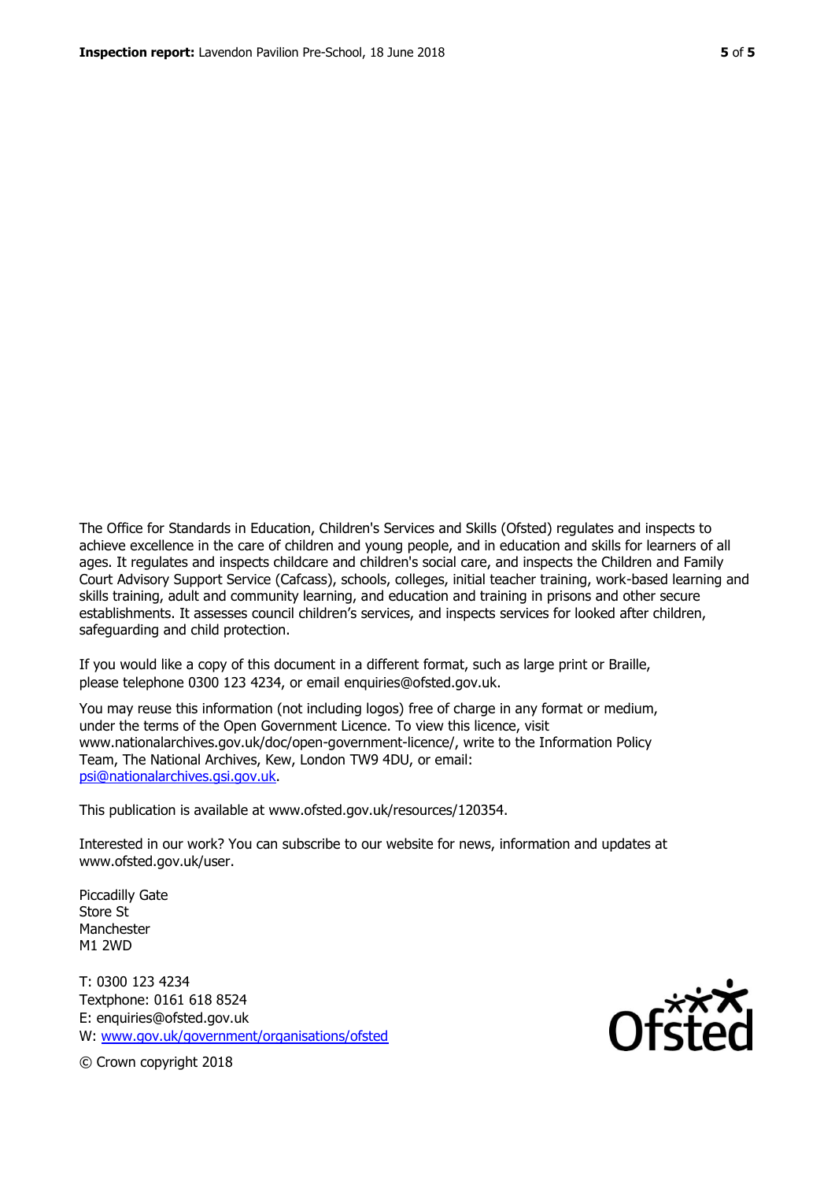The Office for Standards in Education, Children's Services and Skills (Ofsted) regulates and inspects to achieve excellence in the care of children and young people, and in education and skills for learners of all ages. It regulates and inspects childcare and children's social care, and inspects the Children and Family Court Advisory Support Service (Cafcass), schools, colleges, initial teacher training, work-based learning and skills training, adult and community learning, and education and training in prisons and other secure establishments. It assesses council children's services, and inspects services for looked after children, safeguarding and child protection.

If you would like a copy of this document in a different format, such as large print or Braille, please telephone 0300 123 4234, or email enquiries@ofsted.gov.uk.

You may reuse this information (not including logos) free of charge in any format or medium, under the terms of the Open Government Licence. To view this licence, visit www.nationalarchives.gov.uk/doc/open-government-licence/, write to the Information Policy Team, The National Archives, Kew, London TW9 4DU, or email: psi@nationalarchives.gsi.gov.uk.

This publication is available at www.ofsted.gov.uk/resources/120354.

Interested in our work? You can subscribe to our website for news, information and updates at www.ofsted.gov.uk/user.

Piccadilly Gate
Store St
Manchester
M1 2WD

T: 0300 123 4234
Textphone: 0161 618 8524
E: enquiries@ofsted.gov.uk
W: www.gov.uk/government/organisations/ofsted

© Crown copyright 2018